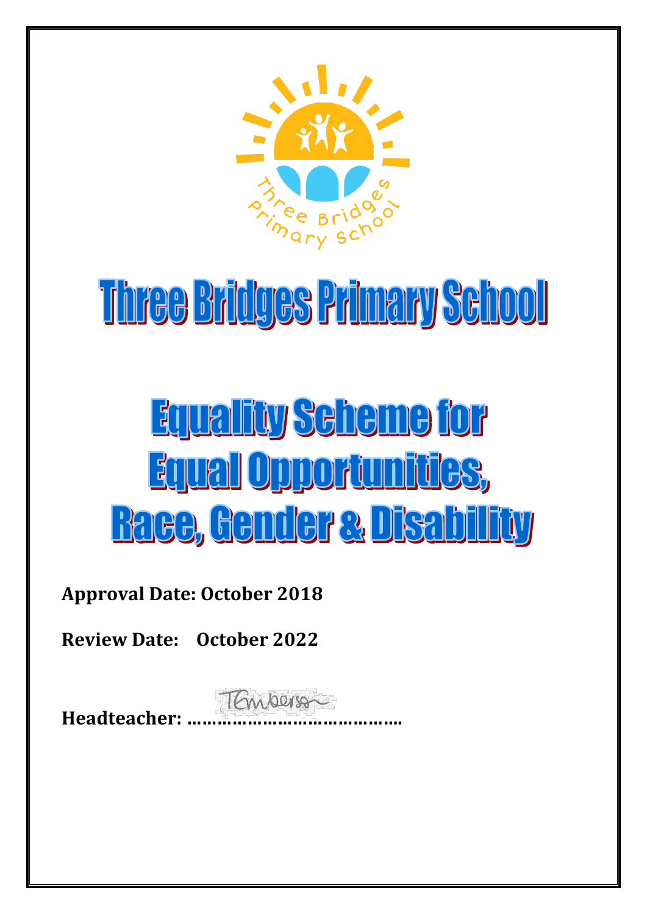# Three Bridges Primary School

# Equality Scheme for Equal Opportunities, Race, Gender & Disability

**Approval Date: October 2018**

**Review Date: October 2022**

**Headteacher: ……………………………………**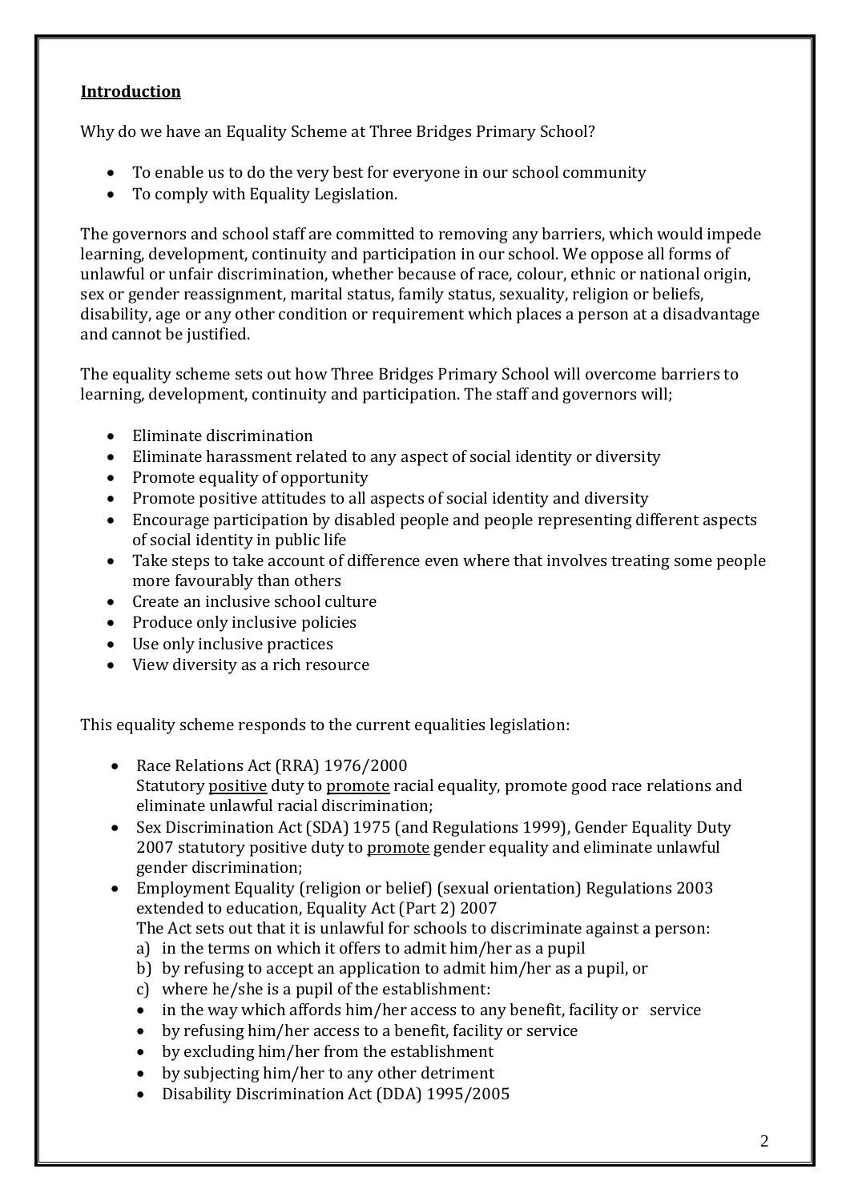## Introduction

Why do we have an Equality Scheme at Three Bridges Primary School?

- To enable us to do the very best for everyone in our school community
- To comply with Equality Legislation.

The governors and school staff are committed to removing any barriers, which would impede learning, development, continuity and participation in our school. We oppose all forms of unlawful or unfair discrimination, whether because of race, colour, ethnic or national origin, sex or gender reassignment, marital status, family status, sexuality, religion or beliefs, disability, age or any other condition or requirement which places a person at a disadvantage and cannot be justified.

The equality scheme sets out how Three Bridges Primary School will overcome barriers to learning, development, continuity and participation. The staff and governors will;

- Eliminate discrimination
- Eliminate harassment related to any aspect of social identity or diversity
- Promote equality of opportunity
- Promote positive attitudes to all aspects of social identity and diversity
- Encourage participation by disabled people and people representing different aspects of social identity in public life
- Take steps to take account of difference even where that involves treating some people more favourably than others
- Create an inclusive school culture
- Produce only inclusive policies
- Use only inclusive practices
- View diversity as a rich resource

This equality scheme responds to the current equalities legislation:

- Race Relations Act (RRA) 1976/2000
  Statutory <u>positive</u> duty to <u>promote</u> racial equality, promote good race relations and eliminate unlawful racial discrimination;
- Sex Discrimination Act (SDA) 1975 (and Regulations 1999), Gender Equality Duty 2007 statutory positive duty to <u>promote</u> gender equality and eliminate unlawful gender discrimination;
- Employment Equality (religion or belief) (sexual orientation) Regulations 2003 extended to education, Equality Act (Part 2) 2007
  The Act sets out that it is unlawful for schools to discriminate against a person:
  a) in the terms on which it offers to admit him/her as a pupil
  b) by refusing to accept an application to admit him/her as a pupil, or
  c) where he/she is a pupil of the establishment:
  - in the way which affords him/her access to any benefit, facility or service
  - by refusing him/her access to a benefit, facility or service
  - by excluding him/her from the establishment
  - by subjecting him/her to any other detriment
  - Disability Discrimination Act (DDA) 1995/2005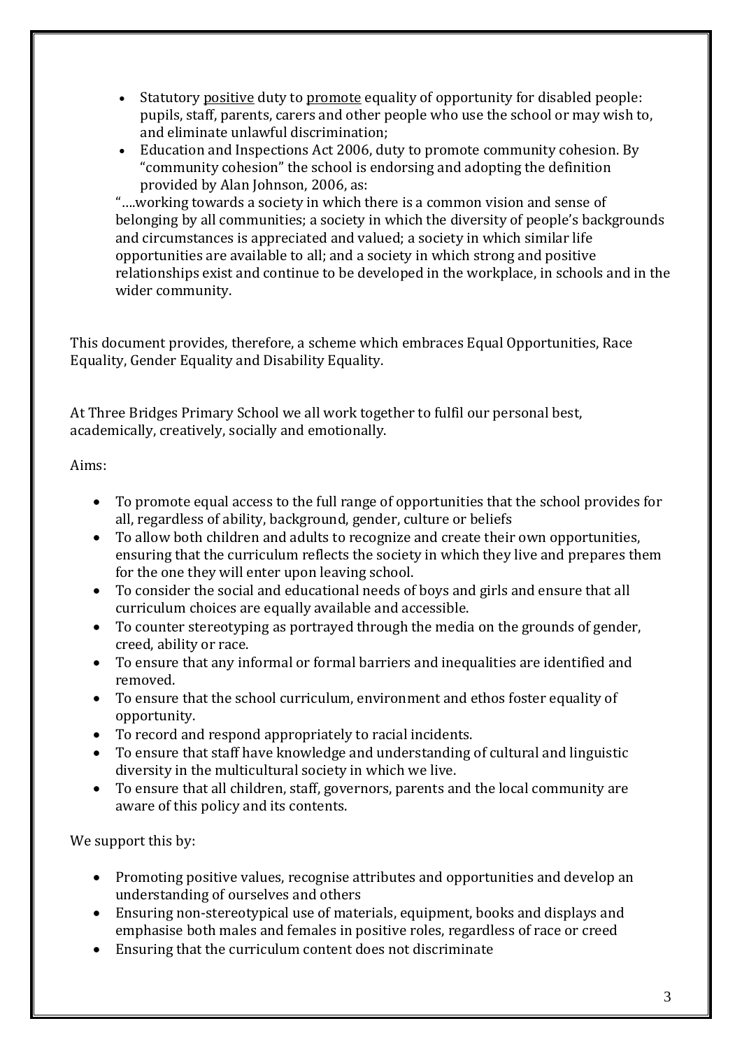- Statutory <u>positive</u> duty to <u>promote</u> equality of opportunity for disabled people: pupils, staff, parents, carers and other people who use the school or may wish to, and eliminate unlawful discrimination;
- Education and Inspections Act 2006, duty to promote community cohesion. By "community cohesion" the school is endorsing and adopting the definition provided by Alan Johnson, 2006, as:

  "….working towards a society in which there is a common vision and sense of belonging by all communities; a society in which the diversity of people's backgrounds and circumstances is appreciated and valued; a society in which similar life opportunities are available to all; and a society in which strong and positive relationships exist and continue to be developed in the workplace, in schools and in the wider community.

This document provides, therefore, a scheme which embraces Equal Opportunities, Race Equality, Gender Equality and Disability Equality.

At Three Bridges Primary School we all work together to fulfil our personal best, academically, creatively, socially and emotionally.

Aims:

- To promote equal access to the full range of opportunities that the school provides for all, regardless of ability, background, gender, culture or beliefs
- To allow both children and adults to recognize and create their own opportunities, ensuring that the curriculum reflects the society in which they live and prepares them for the one they will enter upon leaving school.
- To consider the social and educational needs of boys and girls and ensure that all curriculum choices are equally available and accessible.
- To counter stereotyping as portrayed through the media on the grounds of gender, creed, ability or race.
- To ensure that any informal or formal barriers and inequalities are identified and removed.
- To ensure that the school curriculum, environment and ethos foster equality of opportunity.
- To record and respond appropriately to racial incidents.
- To ensure that staff have knowledge and understanding of cultural and linguistic diversity in the multicultural society in which we live.
- To ensure that all children, staff, governors, parents and the local community are aware of this policy and its contents.

We support this by:

- Promoting positive values, recognise attributes and opportunities and develop an understanding of ourselves and others
- Ensuring non-stereotypical use of materials, equipment, books and displays and emphasise both males and females in positive roles, regardless of race or creed
- Ensuring that the curriculum content does not discriminate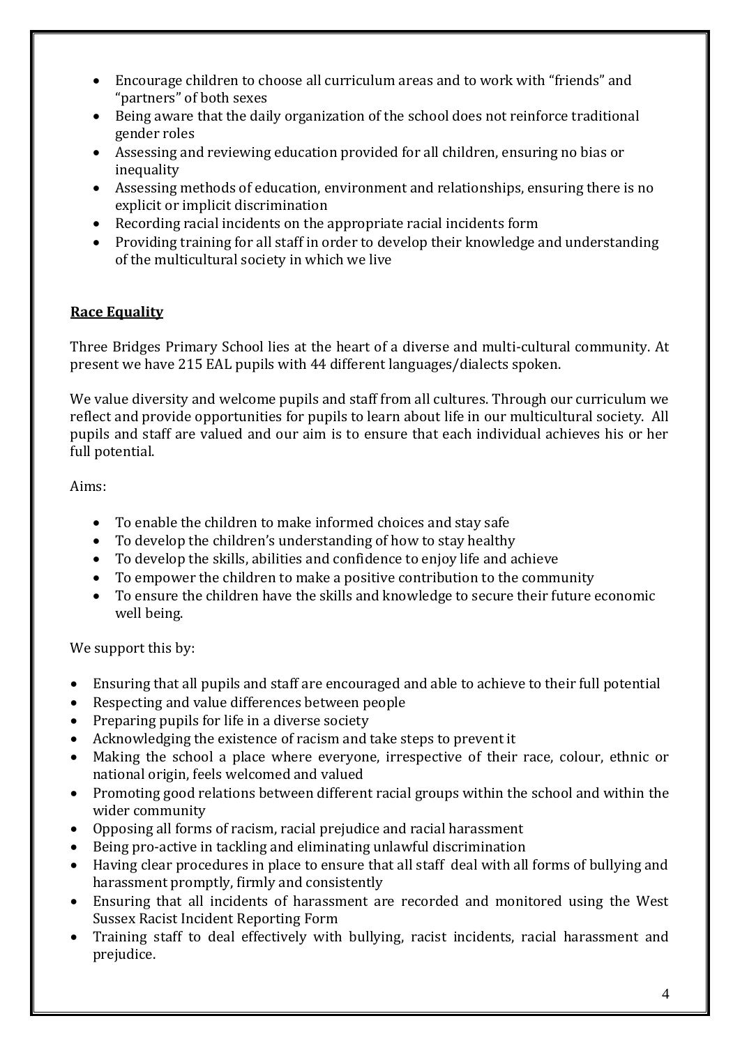- Encourage children to choose all curriculum areas and to work with "friends" and "partners" of both sexes
- Being aware that the daily organization of the school does not reinforce traditional gender roles
- Assessing and reviewing education provided for all children, ensuring no bias or inequality
- Assessing methods of education, environment and relationships, ensuring there is no explicit or implicit discrimination
- Recording racial incidents on the appropriate racial incidents form
- Providing training for all staff in order to develop their knowledge and understanding of the multicultural society in which we live

## Race Equality

Three Bridges Primary School lies at the heart of a diverse and multi-cultural community. At present we have 215 EAL pupils with 44 different languages/dialects spoken.

We value diversity and welcome pupils and staff from all cultures. Through our curriculum we reflect and provide opportunities for pupils to learn about life in our multicultural society. All pupils and staff are valued and our aim is to ensure that each individual achieves his or her full potential.

Aims:

- To enable the children to make informed choices and stay safe
- To develop the children's understanding of how to stay healthy
- To develop the skills, abilities and confidence to enjoy life and achieve
- To empower the children to make a positive contribution to the community
- To ensure the children have the skills and knowledge to secure their future economic well being.

We support this by:

- Ensuring that all pupils and staff are encouraged and able to achieve to their full potential
- Respecting and value differences between people
- Preparing pupils for life in a diverse society
- Acknowledging the existence of racism and take steps to prevent it
- Making the school a place where everyone, irrespective of their race, colour, ethnic or national origin, feels welcomed and valued
- Promoting good relations between different racial groups within the school and within the wider community
- Opposing all forms of racism, racial prejudice and racial harassment
- Being pro-active in tackling and eliminating unlawful discrimination
- Having clear procedures in place to ensure that all staff deal with all forms of bullying and harassment promptly, firmly and consistently
- Ensuring that all incidents of harassment are recorded and monitored using the West Sussex Racist Incident Reporting Form
- Training staff to deal effectively with bullying, racist incidents, racial harassment and prejudice.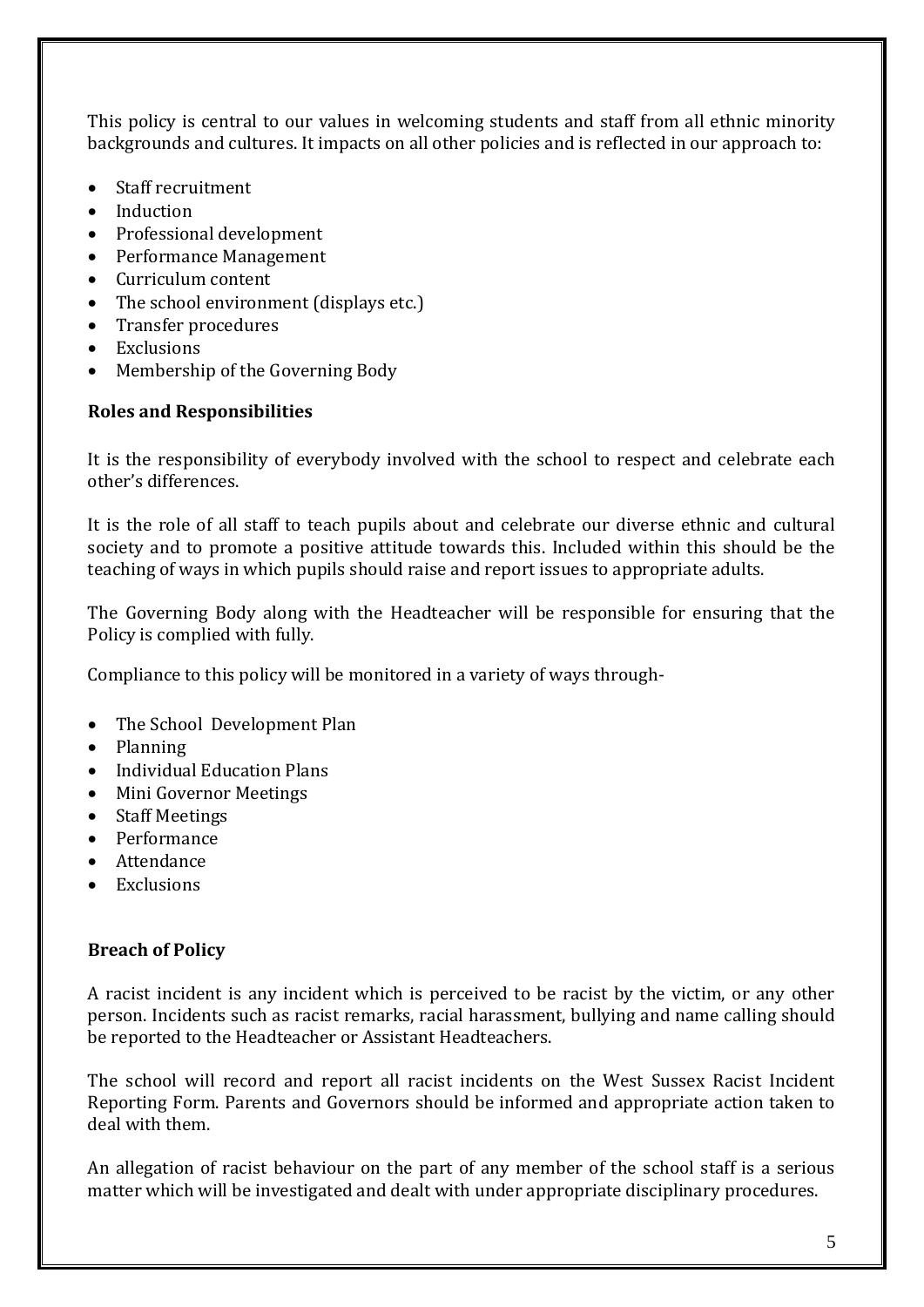This policy is central to our values in welcoming students and staff from all ethnic minority backgrounds and cultures. It impacts on all other policies and is reflected in our approach to:

- Staff recruitment
- Induction
- Professional development
- Performance Management
- Curriculum content
- The school environment (displays etc.)
- Transfer procedures
- Exclusions
- Membership of the Governing Body

**Roles and Responsibilities**

It is the responsibility of everybody involved with the school to respect and celebrate each other's differences.

It is the role of all staff to teach pupils about and celebrate our diverse ethnic and cultural society and to promote a positive attitude towards this. Included within this should be the teaching of ways in which pupils should raise and report issues to appropriate adults.

The Governing Body along with the Headteacher will be responsible for ensuring that the Policy is complied with fully.

Compliance to this policy will be monitored in a variety of ways through-

- The School Development Plan
- Planning
- Individual Education Plans
- Mini Governor Meetings
- Staff Meetings
- Performance
- Attendance
- Exclusions

**Breach of Policy**

A racist incident is any incident which is perceived to be racist by the victim, or any other person. Incidents such as racist remarks, racial harassment, bullying and name calling should be reported to the Headteacher or Assistant Headteachers.

The school will record and report all racist incidents on the West Sussex Racist Incident Reporting Form. Parents and Governors should be informed and appropriate action taken to deal with them.

An allegation of racist behaviour on the part of any member of the school staff is a serious matter which will be investigated and dealt with under appropriate disciplinary procedures.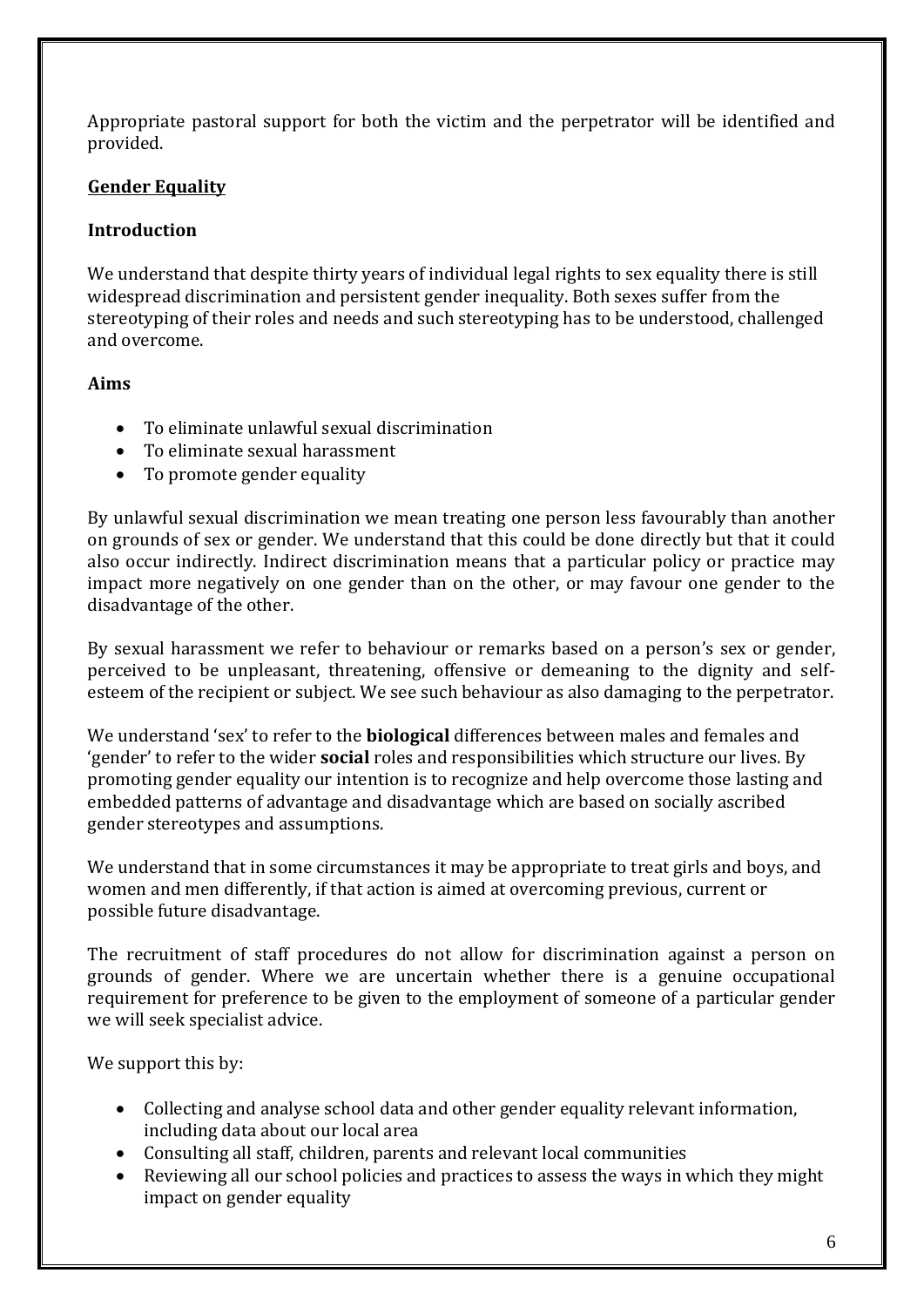Appropriate pastoral support for both the victim and the perpetrator will be identified and provided.

## Gender Equality

### Introduction

We understand that despite thirty years of individual legal rights to sex equality there is still widespread discrimination and persistent gender inequality. Both sexes suffer from the stereotyping of their roles and needs and such stereotyping has to be understood, challenged and overcome.

### Aims

- To eliminate unlawful sexual discrimination
- To eliminate sexual harassment
- To promote gender equality

By unlawful sexual discrimination we mean treating one person less favourably than another on grounds of sex or gender. We understand that this could be done directly but that it could also occur indirectly. Indirect discrimination means that a particular policy or practice may impact more negatively on one gender than on the other, or may favour one gender to the disadvantage of the other.

By sexual harassment we refer to behaviour or remarks based on a person's sex or gender, perceived to be unpleasant, threatening, offensive or demeaning to the dignity and self-esteem of the recipient or subject. We see such behaviour as also damaging to the perpetrator.

We understand 'sex' to refer to the **biological** differences between males and females and 'gender' to refer to the wider **social** roles and responsibilities which structure our lives. By promoting gender equality our intention is to recognize and help overcome those lasting and embedded patterns of advantage and disadvantage which are based on socially ascribed gender stereotypes and assumptions.

We understand that in some circumstances it may be appropriate to treat girls and boys, and women and men differently, if that action is aimed at overcoming previous, current or possible future disadvantage.

The recruitment of staff procedures do not allow for discrimination against a person on grounds of gender. Where we are uncertain whether there is a genuine occupational requirement for preference to be given to the employment of someone of a particular gender we will seek specialist advice.

We support this by:

- Collecting and analyse school data and other gender equality relevant information, including data about our local area
- Consulting all staff, children, parents and relevant local communities
- Reviewing all our school policies and practices to assess the ways in which they might impact on gender equality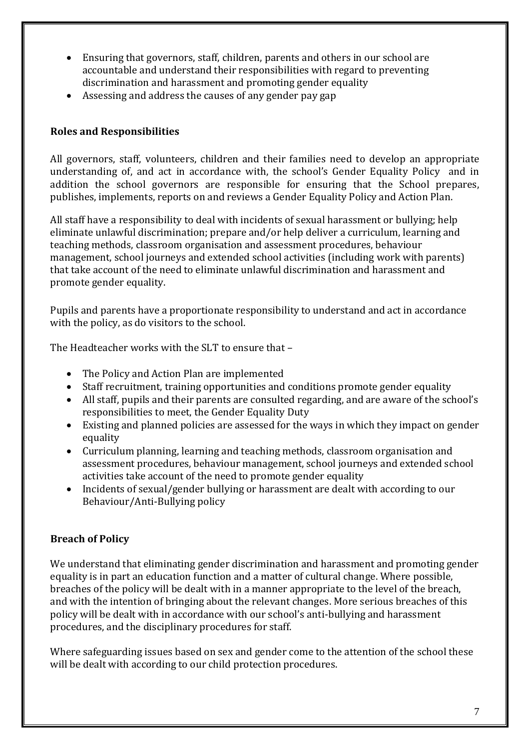- Ensuring that governors, staff, children, parents and others in our school are accountable and understand their responsibilities with regard to preventing discrimination and harassment and promoting gender equality
- Assessing and address the causes of any gender pay gap

**Roles and Responsibilities**

All governors, staff, volunteers, children and their families need to develop an appropriate understanding of, and act in accordance with, the school's Gender Equality Policy and in addition the school governors are responsible for ensuring that the School prepares, publishes, implements, reports on and reviews a Gender Equality Policy and Action Plan.

All staff have a responsibility to deal with incidents of sexual harassment or bullying; help eliminate unlawful discrimination; prepare and/or help deliver a curriculum, learning and teaching methods, classroom organisation and assessment procedures, behaviour management, school journeys and extended school activities (including work with parents) that take account of the need to eliminate unlawful discrimination and harassment and promote gender equality.

Pupils and parents have a proportionate responsibility to understand and act in accordance with the policy, as do visitors to the school.

The Headteacher works with the SLT to ensure that –

- The Policy and Action Plan are implemented
- Staff recruitment, training opportunities and conditions promote gender equality
- All staff, pupils and their parents are consulted regarding, and are aware of the school's responsibilities to meet, the Gender Equality Duty
- Existing and planned policies are assessed for the ways in which they impact on gender equality
- Curriculum planning, learning and teaching methods, classroom organisation and assessment procedures, behaviour management, school journeys and extended school activities take account of the need to promote gender equality
- Incidents of sexual/gender bullying or harassment are dealt with according to our Behaviour/Anti-Bullying policy

**Breach of Policy**

We understand that eliminating gender discrimination and harassment and promoting gender equality is in part an education function and a matter of cultural change. Where possible, breaches of the policy will be dealt with in a manner appropriate to the level of the breach, and with the intention of bringing about the relevant changes. More serious breaches of this policy will be dealt with in accordance with our school's anti-bullying and harassment procedures, and the disciplinary procedures for staff.

Where safeguarding issues based on sex and gender come to the attention of the school these will be dealt with according to our child protection procedures.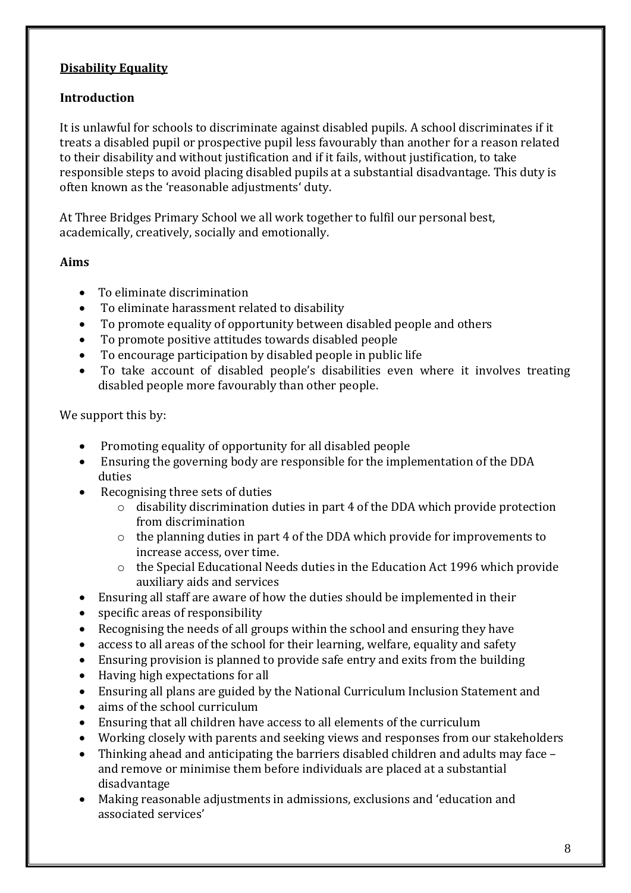## Disability Equality

### Introduction

It is unlawful for schools to discriminate against disabled pupils. A school discriminates if it treats a disabled pupil or prospective pupil less favourably than another for a reason related to their disability and without justification and if it fails, without justification, to take responsible steps to avoid placing disabled pupils at a substantial disadvantage. This duty is often known as the 'reasonable adjustments' duty.

At Three Bridges Primary School we all work together to fulfil our personal best, academically, creatively, socially and emotionally.

### Aims

- To eliminate discrimination
- To eliminate harassment related to disability
- To promote equality of opportunity between disabled people and others
- To promote positive attitudes towards disabled people
- To encourage participation by disabled people in public life
- To take account of disabled people's disabilities even where it involves treating disabled people more favourably than other people.

We support this by:

- Promoting equality of opportunity for all disabled people
- Ensuring the governing body are responsible for the implementation of the DDA duties
- Recognising three sets of duties
  - disability discrimination duties in part 4 of the DDA which provide protection from discrimination
  - the planning duties in part 4 of the DDA which provide for improvements to increase access, over time.
  - the Special Educational Needs duties in the Education Act 1996 which provide auxiliary aids and services
- Ensuring all staff are aware of how the duties should be implemented in their
- specific areas of responsibility
- Recognising the needs of all groups within the school and ensuring they have
- access to all areas of the school for their learning, welfare, equality and safety
- Ensuring provision is planned to provide safe entry and exits from the building
- Having high expectations for all
- Ensuring all plans are guided by the National Curriculum Inclusion Statement and
- aims of the school curriculum
- Ensuring that all children have access to all elements of the curriculum
- Working closely with parents and seeking views and responses from our stakeholders
- Thinking ahead and anticipating the barriers disabled children and adults may face – and remove or minimise them before individuals are placed at a substantial disadvantage
- Making reasonable adjustments in admissions, exclusions and 'education and associated services'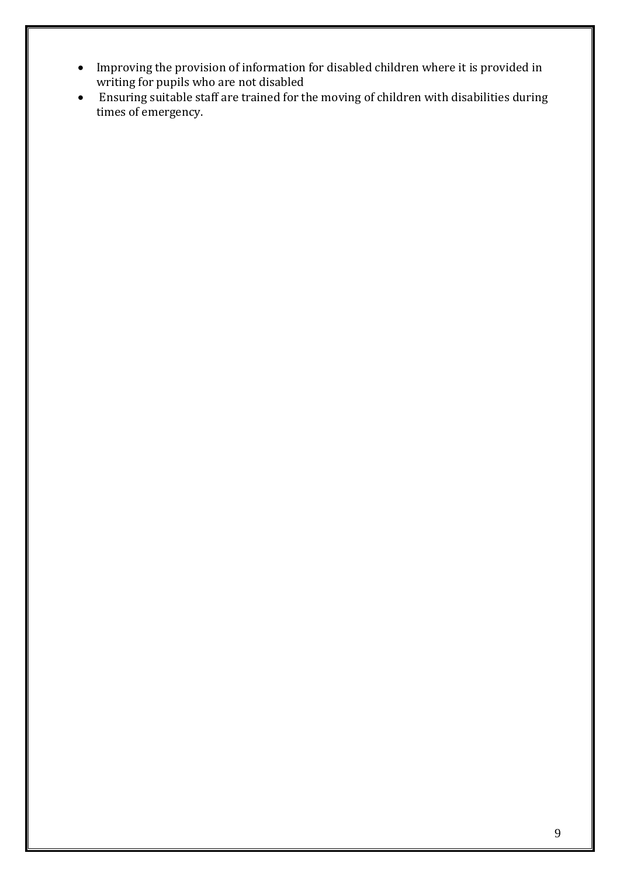- Improving the provision of information for disabled children where it is provided in writing for pupils who are not disabled
- Ensuring suitable staff are trained for the moving of children with disabilities during times of emergency.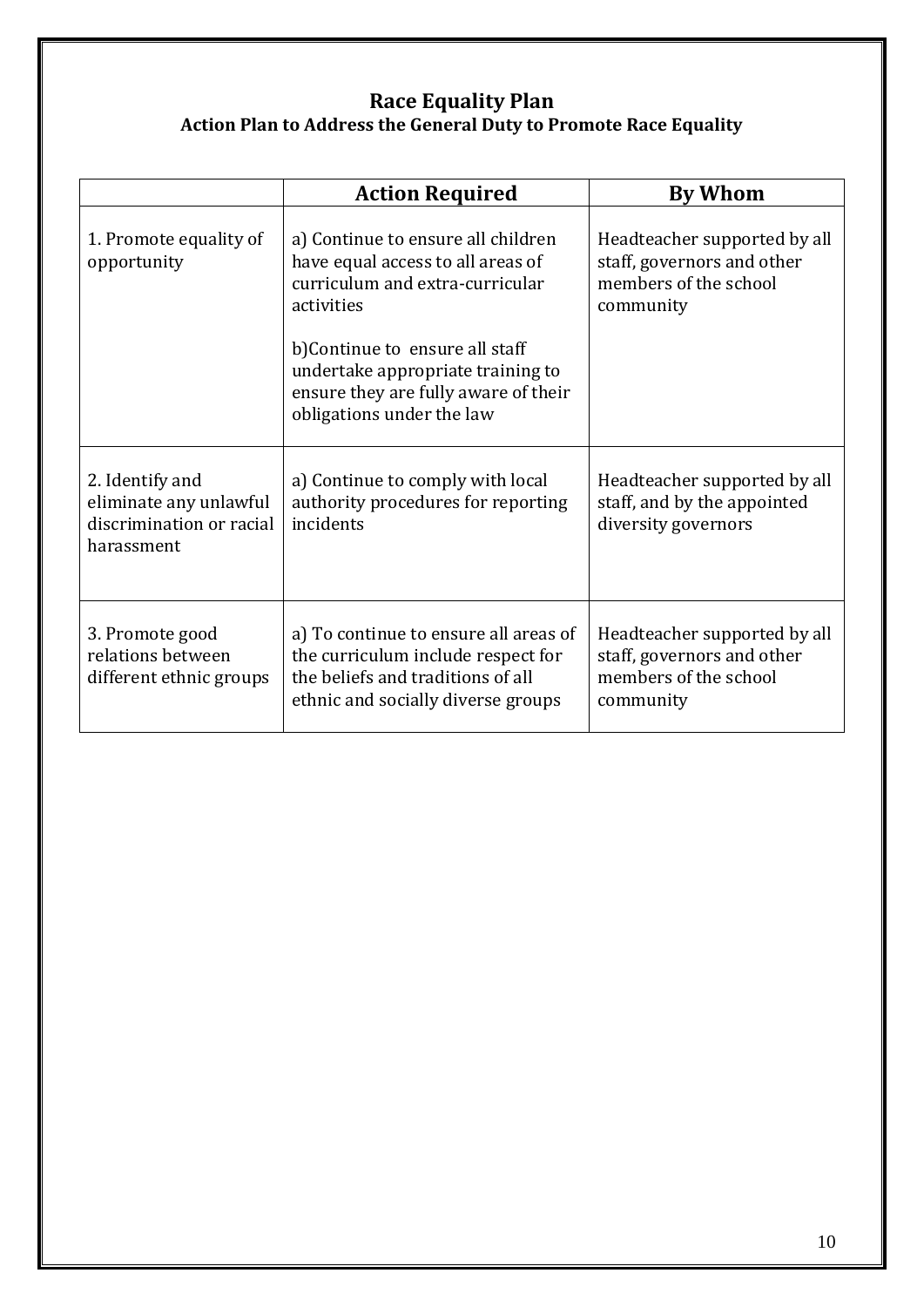# Race Equality Plan

## Action Plan to Address the General Duty to Promote Race Equality

| | Action Required | By Whom |
|---|---|---|
| 1. Promote equality of opportunity | a) Continue to ensure all children have equal access to all areas of curriculum and extra-curricular activities<br><br>b)Continue to ensure all staff undertake appropriate training to ensure they are fully aware of their obligations under the law | Headteacher supported by all staff, governors and other members of the school community |
| 2. Identify and eliminate any unlawful discrimination or racial harassment | a) Continue to comply with local authority procedures for reporting incidents | Headteacher supported by all staff, and by the appointed diversity governors |
| 3. Promote good relations between different ethnic groups | a) To continue to ensure all areas of the curriculum include respect for the beliefs and traditions of all ethnic and socially diverse groups | Headteacher supported by all staff, governors and other members of the school community |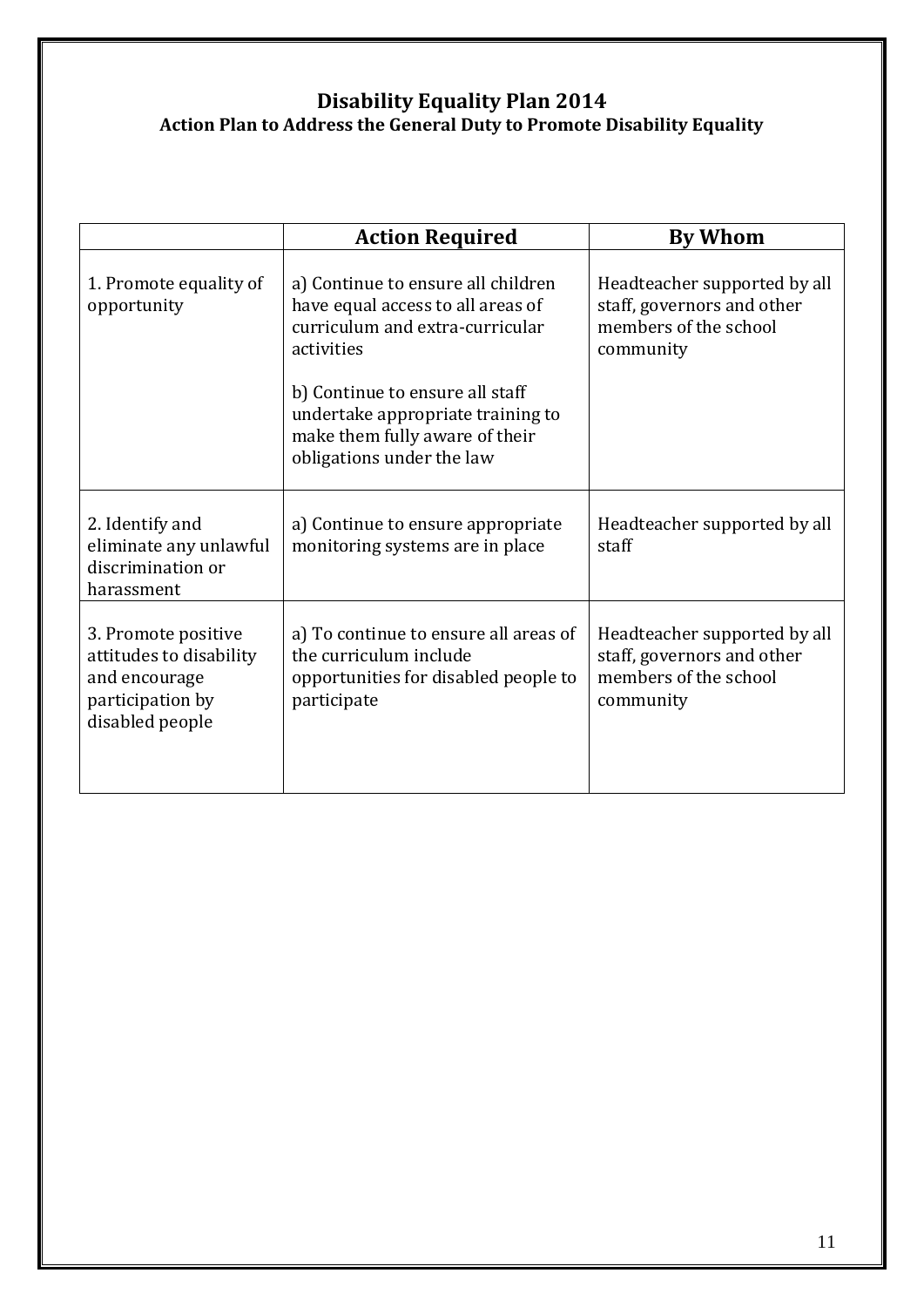# Disability Equality Plan 2014

## Action Plan to Address the General Duty to Promote Disability Equality

| | Action Required | By Whom |
|---|---|---|
| 1. Promote equality of opportunity | a) Continue to ensure all children have equal access to all areas of curriculum and extra-curricular activities<br><br>b) Continue to ensure all staff undertake appropriate training to make them fully aware of their obligations under the law | Headteacher supported by all staff, governors and other members of the school community |
| 2. Identify and eliminate any unlawful discrimination or harassment | a) Continue to ensure appropriate monitoring systems are in place | Headteacher supported by all staff |
| 3. Promote positive attitudes to disability and encourage participation by disabled people | a) To continue to ensure all areas of the curriculum include opportunities for disabled people to participate | Headteacher supported by all staff, governors and other members of the school community |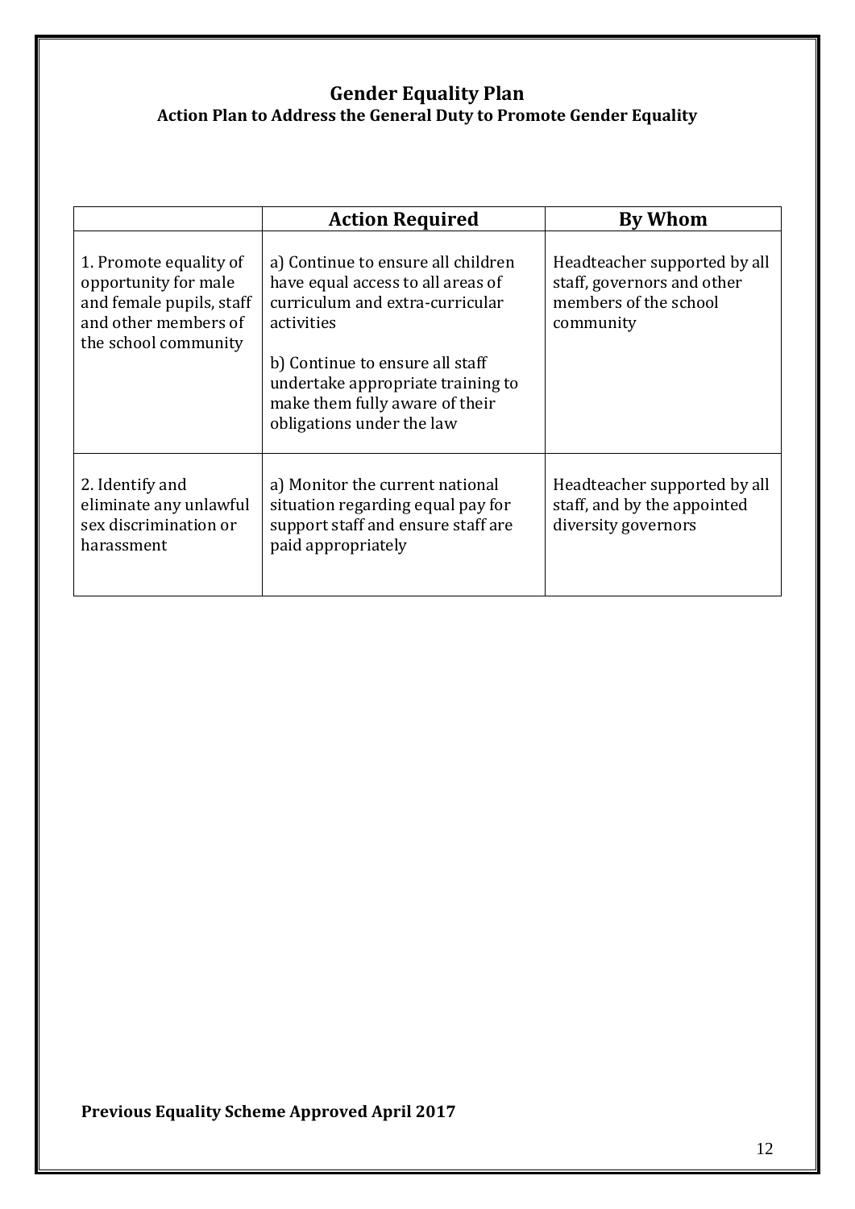## Gender Equality Plan

### Action Plan to Address the General Duty to Promote Gender Equality

| | Action Required | By Whom |
|---|---|---|
| 1. Promote equality of opportunity for male and female pupils, staff and other members of the school community | a) Continue to ensure all children have equal access to all areas of curriculum and extra-curricular activities<br><br>b) Continue to ensure all staff undertake appropriate training to make them fully aware of their obligations under the law | Headteacher supported by all staff, governors and other members of the school community |
| 2. Identify and eliminate any unlawful sex discrimination or harassment | a) Monitor the current national situation regarding equal pay for support staff and ensure staff are paid appropriately | Headteacher supported by all staff, and by the appointed diversity governors |

**Previous Equality Scheme Approved April 2017**